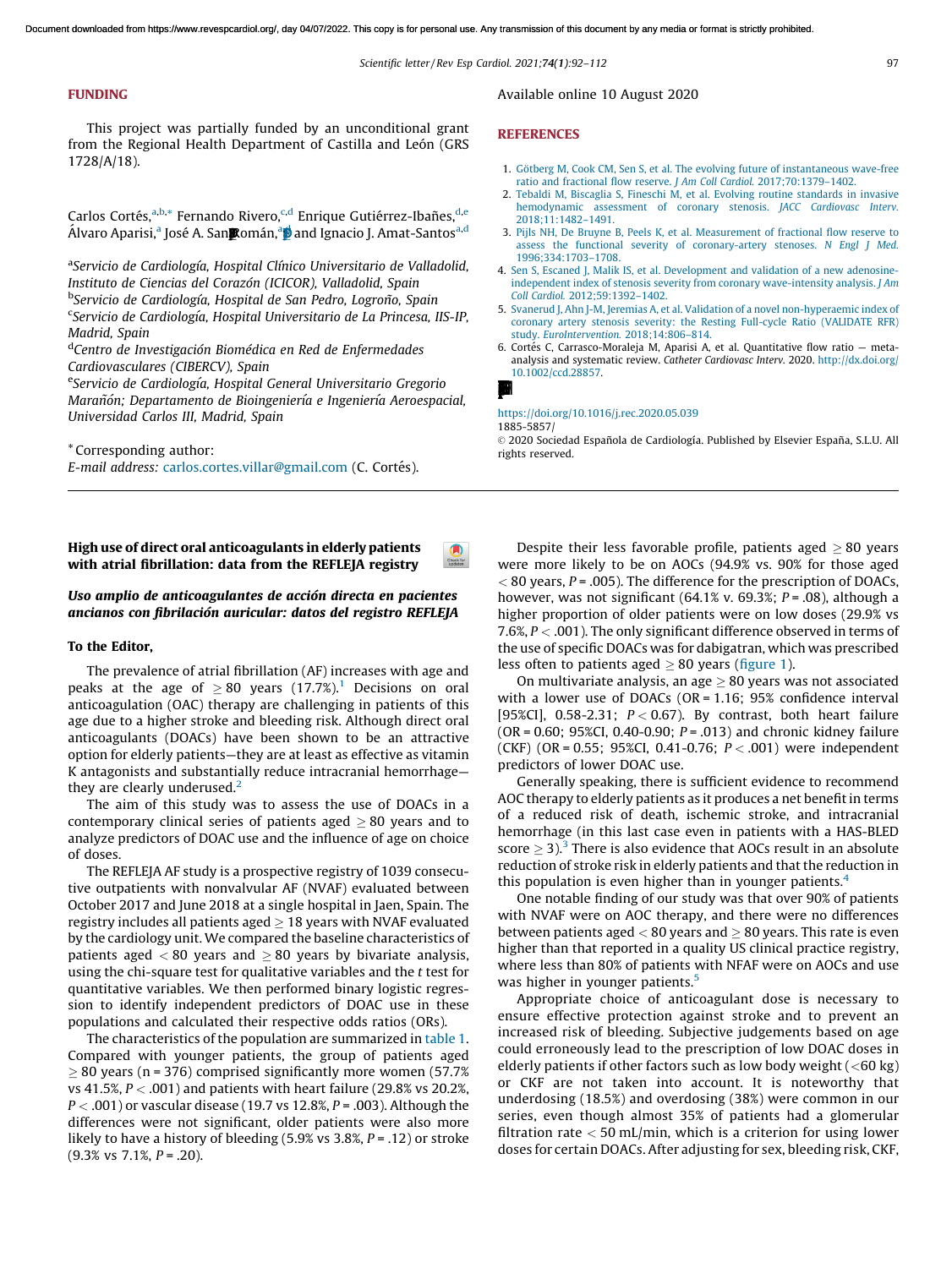## FUNDING

This project was partially funded by an unconditional grant from the Regional Health Department of Castilla and León (GRS 1728/A/18).

Carlos Cortés,[a,b,*] Fernando Rivero,[c,d] Enrique Gutiérrez-Ibañes,[d,e] Álvaro Aparisi,[a] José A. San Román,[a,d] and Ignacio J. Amat-Santos[a,d]

[a]Servicio de Cardiología, Hospital Clínico Universitario de Valladolid, Instituto de Ciencias del Corazón (ICICOR), Valladolid, Spain
[b]Servicio de Cardiología, Hospital de San Pedro, Logroño, Spain
[c]Servicio de Cardiología, Hospital Universitario de La Princesa, IIS-IP, Madrid, Spain
[d]Centro de Investigación Biomédica en Red de Enfermedades Cardiovasculares (CIBERCV), Spain
[e]Servicio de Cardiología, Hospital General Universitario Gregorio Marañón; Departamento de Bioingeniería e Ingeniería Aeroespacial, Universidad Carlos III, Madrid, Spain

*Corresponding author:
E-mail address: carlos.cortes.villar@gmail.com (C. Cortés).

Available online 10 August 2020

## REFERENCES

1. Götberg M, Cook CM, Sen S, et al. The evolving future of instantaneous wave-free ratio and fractional flow reserve. J Am Coll Cardiol. 2017;70:1379–1402.
2. Tebaldi M, Biscaglia S, Fineschi M, et al. Evolving routine standards in invasive hemodynamic assessment of coronary stenosis. JACC Cardiovasc Interv. 2018;11:1482–1491.
3. Pijls NH, De Bruyne B, Peels K, et al. Measurement of fractional flow reserve to assess the functional severity of coronary-artery stenoses. N Engl J Med. 1996;334:1703–1708.
4. Sen S, Escaned J, Malik IS, et al. Development and validation of a new adenosine-independent index of stenosis severity from coronary wave-intensity analysis. J Am Coll Cardiol. 2012;59:1392–1402.
5. Svanerud J, Ahn J-M, Jeremias A, et al. Validation of a novel non-hyperaemic index of coronary artery stenosis severity: the Resting Full-cycle Ratio (VALIDATE RFR) study. EuroIntervention. 2018;14:806–814.
6. Cortés C, Carrasco-Moraleja M, Aparisi A, et al. Quantitative flow ratio — meta-analysis and systematic review. Catheter Cardiovasc Interv. 2020. http://dx.doi.org/10.1002/ccd.28857.

https://doi.org/10.1016/j.rec.2020.05.039
1885-5857/
© 2020 Sociedad Española de Cardiología. Published by Elsevier España, S.L.U. All rights reserved.

---

# High use of direct oral anticoagulants in elderly patients with atrial fibrillation: data from the REFLEJA registry

## *Uso amplio de anticoagulantes de acción directa en pacientes ancianos con fibrilación auricular: datos del registro REFLEJA*

**To the Editor,**

The prevalence of atrial fibrillation (AF) increases with age and peaks at the age of $\geq 80$ years (17.7%).[1] Decisions on oral anticoagulation (OAC) therapy are challenging in patients of this age due to a higher stroke and bleeding risk. Although direct oral anticoagulants (DOACs) have been shown to be an attractive option for elderly patients—they are at least as effective as vitamin K antagonists and substantially reduce intracranial hemorrhage—they are clearly underused.[2]

The aim of this study was to assess the use of DOACs in a contemporary clinical series of patients aged $\geq 80$ years and to analyze predictors of DOAC use and the influence of age on choice of doses.

The REFLEJA AF study is a prospective registry of 1039 consecutive outpatients with nonvalvular AF (NVAF) evaluated between October 2017 and June 2018 at a single hospital in Jaen, Spain. The registry includes all patients aged $\geq 18$ years with NVAF evaluated by the cardiology unit. We compared the baseline characteristics of patients aged $< 80$ years and $\geq 80$ years by bivariate analysis, using the chi-square test for qualitative variables and the *t* test for quantitative variables. We then performed binary logistic regression to identify independent predictors of DOAC use in these populations and calculated their respective odds ratios (ORs).

The characteristics of the population are summarized in table 1. Compared with younger patients, the group of patients aged $\geq 80$ years (n = 376) comprised significantly more women (57.7% vs 41.5%, $P < .001$) and patients with heart failure (29.8% vs 20.2%, $P < .001$) or vascular disease (19.7 vs 12.8%, $P = .003$). Although the differences were not significant, older patients were also more likely to have a history of bleeding (5.9% vs 3.8%, $P = .12$) or stroke (9.3% vs 7.1%, $P = .20$).

Despite their less favorable profile, patients aged $\geq 80$ years were more likely to be on AOCs (94.9% vs. 90% for those aged $< 80$ years, $P = .005$). The difference for the prescription of DOACs, however, was not significant (64.1% v. 69.3%; $P = .08$), although a higher proportion of older patients were on low doses (29.9% vs 7.6%, $P < .001$). The only significant difference observed in terms of the use of specific DOACs was for dabigatran, which was prescribed less often to patients aged $\geq 80$ years (figure 1).

On multivariate analysis, an age $\geq 80$ years was not associated with a lower use of DOACs (OR = 1.16; 95% confidence interval [95%CI], 0.58-2.31; $P < 0.67$). By contrast, both heart failure (OR = 0.60; 95%CI, 0.40-0.90; $P = .013$) and chronic kidney failure (CKF) (OR = 0.55; 95%CI, 0.41-0.76; $P < .001$) were independent predictors of lower DOAC use.

Generally speaking, there is sufficient evidence to recommend AOC therapy to elderly patients as it produces a net benefit in terms of a reduced risk of death, ischemic stroke, and intracranial hemorrhage (in this last case even in patients with a HAS-BLED score $\geq 3$).[3] There is also evidence that AOCs result in an absolute reduction of stroke risk in elderly patients and that the reduction in this population is even higher than in younger patients.[4]

One notable finding of our study was that over 90% of patients with NVAF were on AOC therapy, and there were no differences between patients aged $< 80$ years and $\geq 80$ years. This rate is even higher than that reported in a quality US clinical practice registry, where less than 80% of patients with NFAF were on AOCs and use was higher in younger patients.[5]

Appropriate choice of anticoagulant dose is necessary to ensure effective protection against stroke and to prevent an increased risk of bleeding. Subjective judgements based on age could erroneously lead to the prescription of low DOAC doses in elderly patients if other factors such as low body weight (<60 kg) or CKF are not taken into account. It is noteworthy that underdosing (18.5%) and overdosing (38%) were common in our series, even though almost 35% of patients had a glomerular filtration rate < 50 mL/min, which is a criterion for using lower doses for certain DOACs. After adjusting for sex, bleeding risk, CKF,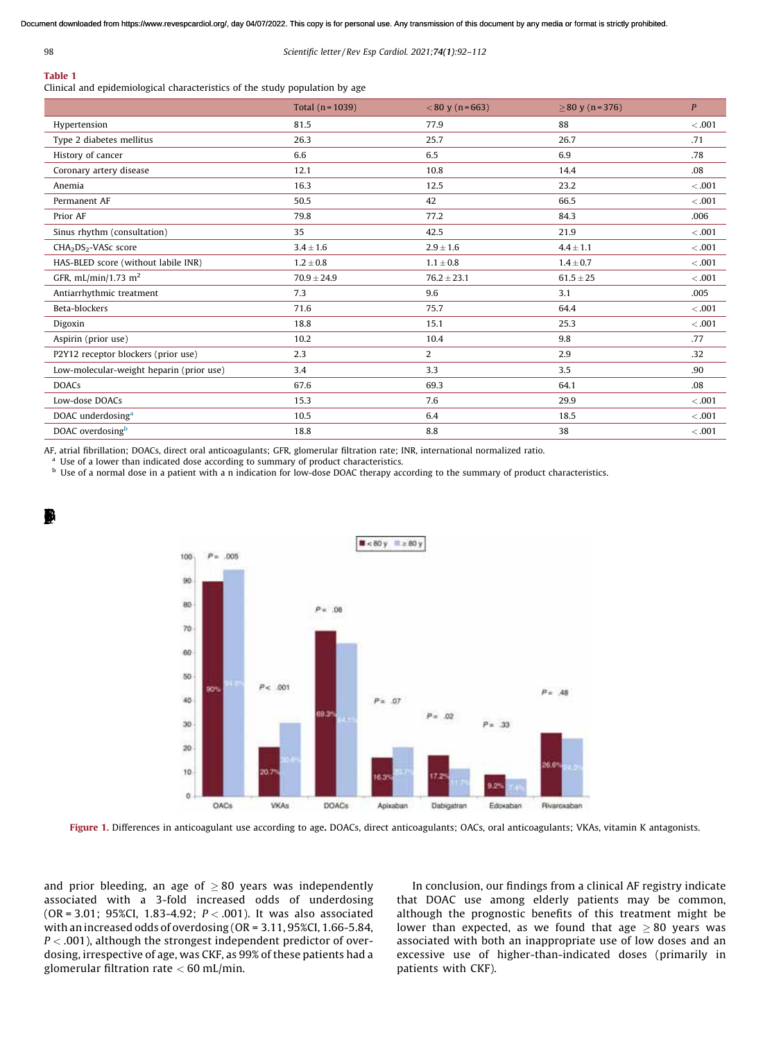**Table 1**
Clinical and epidemiological characteristics of the study population by age

| | Total (n = 1039) | < 80 y (n = 663) | ≥ 80 y (n = 376) | P |
|---|---|---|---|---|
| Hypertension | 81.5 | 77.9 | 88 | < .001 |
| Type 2 diabetes mellitus | 26.3 | 25.7 | 26.7 | .71 |
| History of cancer | 6.6 | 6.5 | 6.9 | .78 |
| Coronary artery disease | 12.1 | 10.8 | 14.4 | .08 |
| Anemia | 16.3 | 12.5 | 23.2 | < .001 |
| Permanent AF | 50.5 | 42 | 66.5 | < .001 |
| Prior AF | 79.8 | 77.2 | 84.3 | .006 |
| Sinus rhythm (consultation) | 35 | 42.5 | 21.9 | < .001 |
| $CHA_2DS_2$-VASc score | 3.4 ± 1.6 | 2.9 ± 1.6 | 4.4 ± 1.1 | < .001 |
| HAS-BLED score (without labile INR) | 1.2 ± 0.8 | 1.1 ± 0.8 | 1.4 ± 0.7 | < .001 |
| GFR, mL/min/1.73 $m^2$ | 70.9 ± 24.9 | 76.2 ± 23.1 | 61.5 ± 25 | < .001 |
| Antiarrhythmic treatment | 7.3 | 9.6 | 3.1 | .005 |
| Beta-blockers | 71.6 | 75.7 | 64.4 | < .001 |
| Digoxin | 18.8 | 15.1 | 25.3 | < .001 |
| Aspirin (prior use) | 10.2 | 10.4 | 9.8 | .77 |
| P2Y12 receptor blockers (prior use) | 2.3 | 2 | 2.9 | .32 |
| Low-molecular-weight heparin (prior use) | 3.4 | 3.3 | 3.5 | .90 |
| DOACs | 67.6 | 69.3 | 64.1 | .08 |
| Low-dose DOACs | 15.3 | 7.6 | 29.9 | < .001 |
| DOAC underdosing[a] | 10.5 | 6.4 | 18.5 | < .001 |
| DOAC overdosing[b] | 18.8 | 8.8 | 38 | < .001 |

AF, atrial fibrillation; DOACs, direct oral anticoagulants; GFR, glomerular filtration rate; INR, international normalized ratio.
[a] Use of a lower than indicated dose according to summary of product characteristics.
[b] Use of a normal dose in a patient with a n indication for low-dose DOAC therapy according to the summary of product characteristics.

**Figure 1.** Differences in anticoagulant use according to age. DOACs, direct anticoagulants; OACs, oral anticoagulants; VKAs, vitamin K antagonists.

and prior bleeding, an age of ≥ 80 years was independently associated with a 3-fold increased odds of underdosing (OR = 3.01; 95%CI, 1.83-4.92; $P < .001$). It was also associated with an increased odds of overdosing (OR = 3.11, 95%CI, 1.66-5.84, $P < .001$), although the strongest independent predictor of overdosing, irrespective of age, was CKF, as 99% of these patients had a glomerular filtration rate < 60 mL/min.

In conclusion, our findings from a clinical AF registry indicate that DOAC use among elderly patients may be common, although the prognostic benefits of this treatment might be lower than expected, as we found that age ≥ 80 years was associated with both an inappropriate use of low doses and an excessive use of higher-than-indicated doses (primarily in patients with CKF).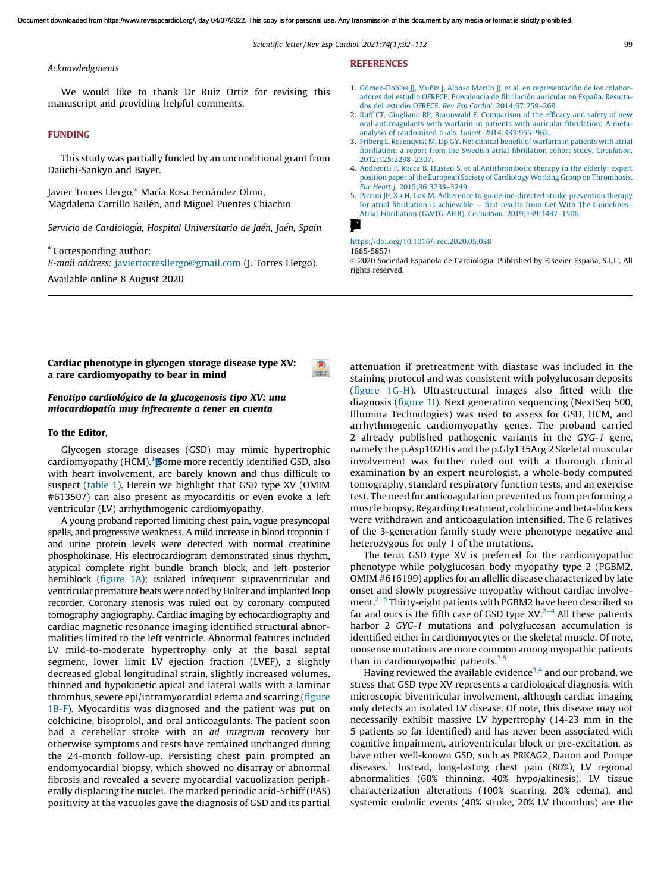*Acknowledgments*

We would like to thank Dr Ruiz Ortiz for revising this manuscript and providing helpful comments.

## FUNDING

This study was partially funded by an unconditional grant from Daiichi-Sankyo and Bayer.

Javier Torres Llergo,* María Rosa Fernández Olmo, Magdalena Carrillo Bailén, and Miguel Puentes Chiachio

*Servicio de Cardiología, Hospital Universitario de Jaén, Jaén, Spain*

*Corresponding author:
*E-mail address:* javiertorresllergo@gmail.com (J. Torres Llergo).

Available online 8 August 2020

## REFERENCES

1. Gómez-Doblas JJ, Muñiz J, Alonso Martin JJ, et al. en representación de los colaboradores del estudio OFRECE. Prevalencia de fibrilación auricular en España. Resultados del estudio OFRECE. *Rev Esp Cardiol.* 2014;67:259–269.
2. Ruff CT, Giugliano RP, Braunwald E. Comparison of the efficacy and safety of new oral anticoagulants with warfarin in patients with auricular fibrillation: A meta-analysis of randomised trials. *Lancet.* 2014;383:955–962.
3. Friberg L, Rosenqvist M, Lip GY. Net clinical benefit of warfarin in patients with atrial fibrillation: a report from the Swedish atrial fibrillation cohort study. *Circulation.* 2012;125:2298–2307.
4. Andreotti F, Rocca B, Husted S, et al.Antithrombotic therapy in the elderly: expert position paper of the European Society of Cardiology Working Group on Thrombosis. *Eur Heart J.* 2015;36:3238–3249.
5. Piccini JP, Xu H, Cox M. Adherence to guideline-directed stroke prevention therapy for atrial fibrillation is achievable — first results from Get With The Guidelines–Atrial Fibrillation (GWTG-AFIB). *Circulation.* 2019;139:1497–1506.

https://doi.org/10.1016/j.rec.2020.05.038
1885-5857/
© 2020 Sociedad Española de Cardiología. Published by Elsevier España, S.L.U. All rights reserved.

### Cardiac phenotype in glycogen storage disease type XV: a rare cardiomyopathy to bear in mind

### *Fenotipo cardiológico de la glucogenosis tipo XV: una miocardiopatía muy infrecuente a tener en cuenta*

**To the Editor,**

Glycogen storage diseases (GSD) may mimic hypertrophic cardiomyopathy (HCM).[1] Some more recently identified GSD, also with heart involvement, are barely known and thus difficult to suspect (table 1). Herein we highlight that GSD type XV (OMIM #613507) can also present as myocarditis or even evoke a left ventricular (LV) arrhythmogenic cardiomyopathy.

A young proband reported limiting chest pain, vague presyncopal spells, and progressive weakness. A mild increase in blood troponin T and urine protein levels were detected with normal creatinine phosphokinase. His electrocardiogram demonstrated sinus rhythm, atypical complete right bundle branch block, and left posterior hemiblock (figure 1A); isolated infrequent supraventricular and ventricular premature beats were noted by Holter and implanted loop recorder. Coronary stenosis was ruled out by coronary computed tomography angiography. Cardiac imaging by echocardiography and cardiac magnetic resonance imaging identified structural abnormalities limited to the left ventricle. Abnormal features included LV mild-to-moderate hypertrophy only at the basal septal segment, lower limit LV ejection fraction (LVEF), a slightly decreased global longitudinal strain, a slightly increased volumes, thinned and hypokinetic apical and lateral walls with a laminar thrombus, severe epi/intramyocardial edema and scarring (figure 1B-F). Myocarditis was diagnosed and the patient was put on colchicine, bisoprolol, and oral anticoagulants. The patient soon had a cerebellar stroke with an *ad integrum* recovery but otherwise symptoms and tests have remained unchanged during the 24-month follow-up. Persisting chest pain prompted an endomyocardial biopsy, which showed no disarray or abnormal fibrosis and revealed a severe myocardial vacuolization peripherally displacing the nuclei. The marked periodic acid-Schiff (PAS) positivity at the vacuoles gave the diagnosis of GSD and its partial attenuation if pretreatment with diastase was included in the staining protocol and was consistent with polyglucosan deposits (figure 1G-H). Ultrastructural images also fitted with the diagnosis (figure 1I). Next generation sequencing (NextSeq 500, Illumina Technologies) was used to assess for GSD, HCM, and arrhythmogenic cardiomyopathy genes. The proband carried 2 already published pathogenic variants in the *GYG-1* gene, namely the p.Asp102His and the p.Gly135Arg.[2] Skeletal muscular involvement was further ruled out with a thorough clinical examination by an expert neurologist, a whole-body computed tomography, standard respiratory function tests, and an exercise test. The need for anticoagulation prevented us from performing a muscle biopsy. Regarding treatment, colchicine and beta-blockers were withdrawn and anticoagulation intensified. The 6 relatives of the 3-generation family study were phenotype negative and heterozygous for only 1 of the mutations.

The term GSD type XV is preferred for the cardiomyopathic phenotype while polyglucosan body myopathy type 2 (PGBM2, OMIM #616199) applies for an allelic disease characterized by late onset and slowly progressive myopathy without cardiac involvement.[2–5] Thirty-eight patients with PGBM2 have been described so far and ours is the fifth case of GSD type XV.[2–4] All these patients harbor 2 *GYG-1* mutations and polyglucosan accumulation is identified either in cardiomyocytes or the skeletal muscle. Of note, nonsense mutations are more common among myopathic patients than in cardiomyopathic patients.[3,5]

Having reviewed the available evidence[3,4] and our proband, we stress that GSD type XV represents a cardiological diagnosis, with microscopic biventricular involvement, although cardiac imaging only detects an isolated LV disease. Of note, this disease may not necessarily exhibit massive LV hypertrophy (14-23 mm in the 5 patients so far identified) and has never been associated with cognitive impairment, atrioventricular block or pre-excitation, as have other well-known GSD, such as PRKAG2, Danon and Pompe diseases.[1] Instead, long-lasting chest pain (80%), LV regional abnormalities (60% thinning, 40% hypo/akinesis), LV tissue characterization alterations (100% scarring, 20% edema), and systemic embolic events (40% stroke, 20% LV thrombus) are the